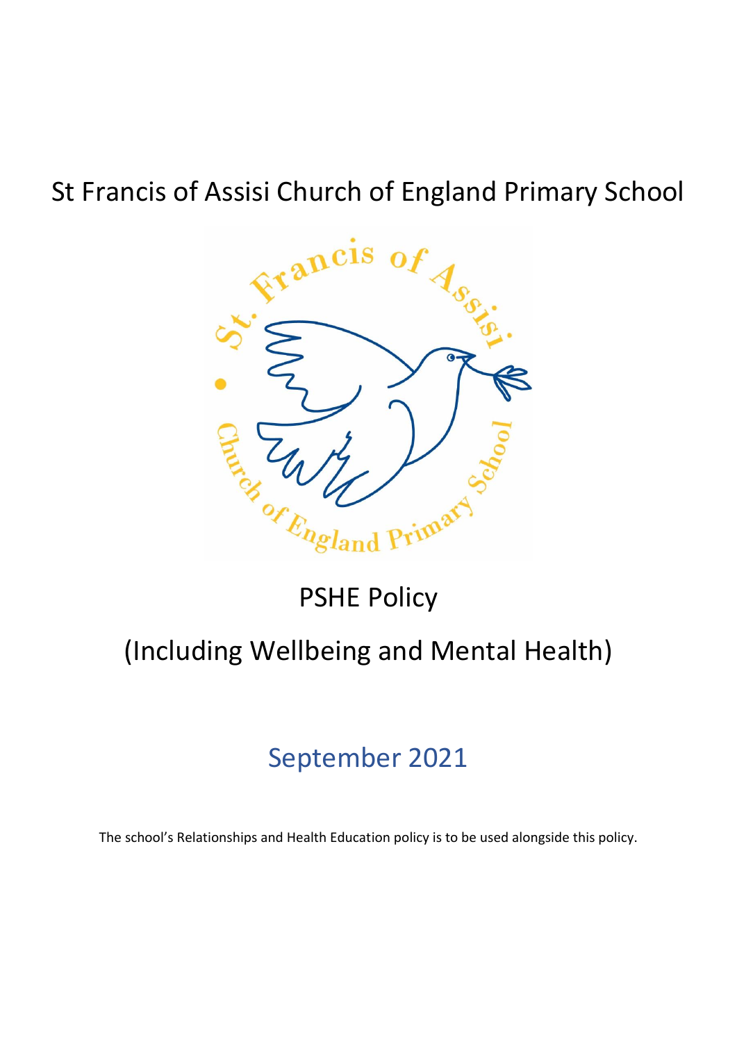# St Francis of Assisi Church of England Primary School

# PSHE Policy

## (Including Wellbeing and Mental Health)

### September 2021

The school's Relationships and Health Education policy is to be used alongside this policy.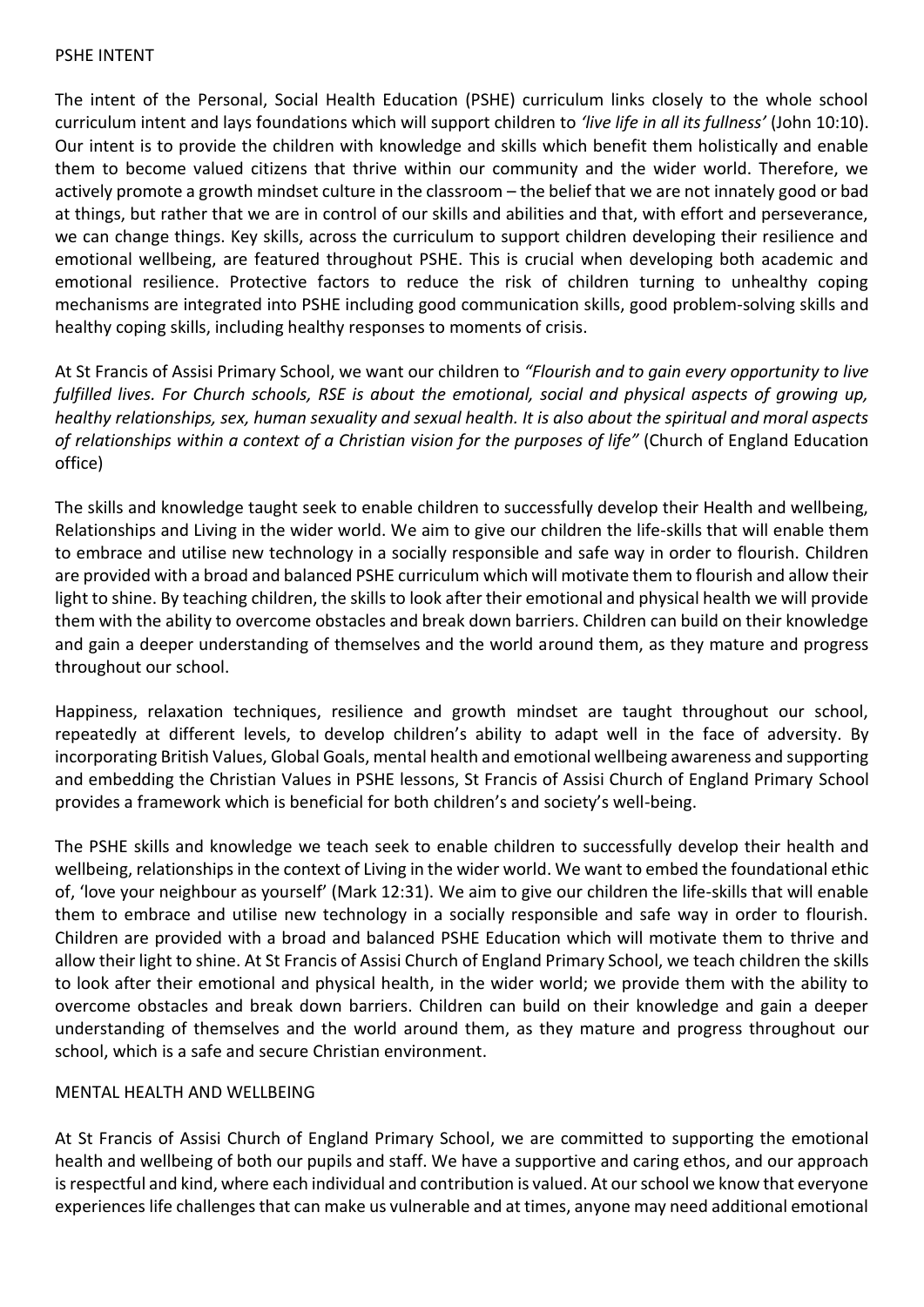## PSHE INTENT

The intent of the Personal, Social Health Education (PSHE) curriculum links closely to the whole school curriculum intent and lays foundations which will support children to *'live life in all its fullness'* (John 10:10). Our intent is to provide the children with knowledge and skills which benefit them holistically and enable them to become valued citizens that thrive within our community and the wider world. Therefore, we actively promote a growth mindset culture in the classroom – the belief that we are not innately good or bad at things, but rather that we are in control of our skills and abilities and that, with effort and perseverance, we can change things. Key skills, across the curriculum to support children developing their resilience and emotional wellbeing, are featured throughout PSHE. This is crucial when developing both academic and emotional resilience. Protective factors to reduce the risk of children turning to unhealthy coping mechanisms are integrated into PSHE including good communication skills, good problem-solving skills and healthy coping skills, including healthy responses to moments of crisis.

At St Francis of Assisi Primary School, we want our children to *"Flourish and to gain every opportunity to live fulfilled lives. For Church schools, RSE is about the emotional, social and physical aspects of growing up, healthy relationships, sex, human sexuality and sexual health. It is also about the spiritual and moral aspects of relationships within a context of a Christian vision for the purposes of life"* (Church of England Education office)

The skills and knowledge taught seek to enable children to successfully develop their Health and wellbeing, Relationships and Living in the wider world. We aim to give our children the life-skills that will enable them to embrace and utilise new technology in a socially responsible and safe way in order to flourish. Children are provided with a broad and balanced PSHE curriculum which will motivate them to flourish and allow their light to shine. By teaching children, the skills to look after their emotional and physical health we will provide them with the ability to overcome obstacles and break down barriers. Children can build on their knowledge and gain a deeper understanding of themselves and the world around them, as they mature and progress throughout our school.

Happiness, relaxation techniques, resilience and growth mindset are taught throughout our school, repeatedly at different levels, to develop children's ability to adapt well in the face of adversity. By incorporating British Values, Global Goals, mental health and emotional wellbeing awareness and supporting and embedding the Christian Values in PSHE lessons, St Francis of Assisi Church of England Primary School provides a framework which is beneficial for both children's and society's well-being.

The PSHE skills and knowledge we teach seek to enable children to successfully develop their health and wellbeing, relationships in the context of Living in the wider world. We want to embed the foundational ethic of, 'love your neighbour as yourself' (Mark 12:31). We aim to give our children the life-skills that will enable them to embrace and utilise new technology in a socially responsible and safe way in order to flourish. Children are provided with a broad and balanced PSHE Education which will motivate them to thrive and allow their light to shine. At St Francis of Assisi Church of England Primary School, we teach children the skills to look after their emotional and physical health, in the wider world; we provide them with the ability to overcome obstacles and break down barriers. Children can build on their knowledge and gain a deeper understanding of themselves and the world around them, as they mature and progress throughout our school, which is a safe and secure Christian environment.

## MENTAL HEALTH AND WELLBEING

At St Francis of Assisi Church of England Primary School, we are committed to supporting the emotional health and wellbeing of both our pupils and staff. We have a supportive and caring ethos, and our approach is respectful and kind, where each individual and contribution is valued. At our school we know that everyone experiences life challenges that can make us vulnerable and at times, anyone may need additional emotional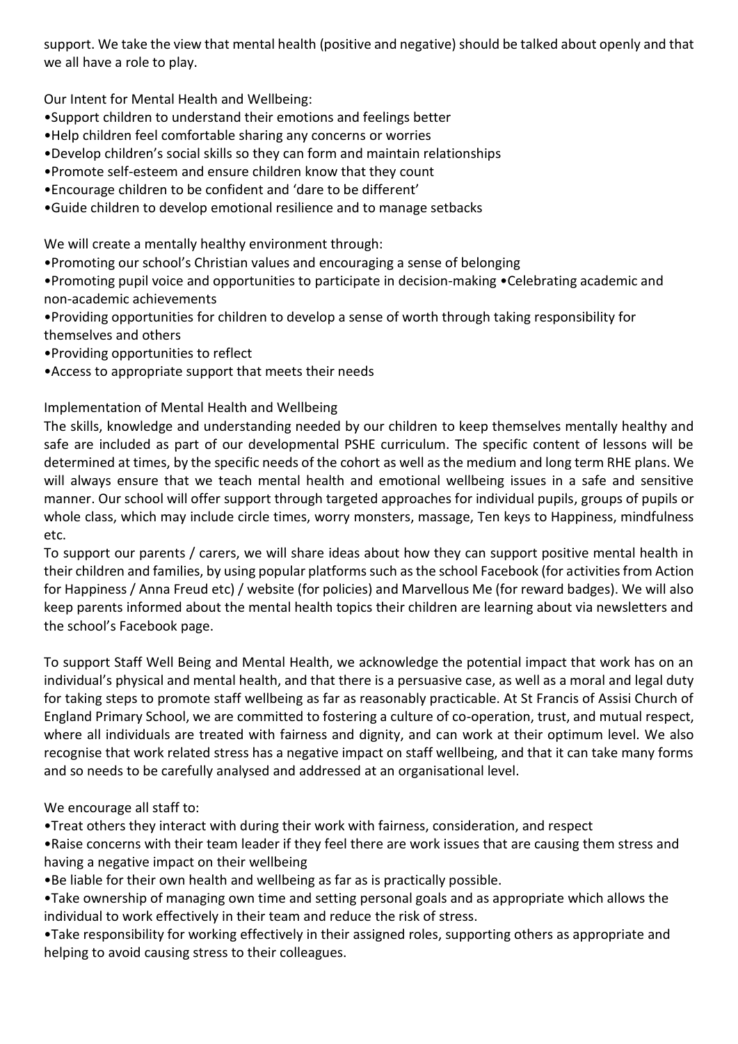support. We take the view that mental health (positive and negative) should be talked about openly and that we all have a role to play.

Our Intent for Mental Health and Wellbeing:

- Support children to understand their emotions and feelings better
- Help children feel comfortable sharing any concerns or worries
- Develop children's social skills so they can form and maintain relationships
- Promote self-esteem and ensure children know that they count
- Encourage children to be confident and 'dare to be different'
- Guide children to develop emotional resilience and to manage setbacks

We will create a mentally healthy environment through:

- Promoting our school's Christian values and encouraging a sense of belonging
- Promoting pupil voice and opportunities to participate in decision-making
- Celebrating academic and non-academic achievements
- Providing opportunities for children to develop a sense of worth through taking responsibility for themselves and others
- Providing opportunities to reflect
- Access to appropriate support that meets their needs

Implementation of Mental Health and Wellbeing

The skills, knowledge and understanding needed by our children to keep themselves mentally healthy and safe are included as part of our developmental PSHE curriculum. The specific content of lessons will be determined at times, by the specific needs of the cohort as well as the medium and long term RHE plans. We will always ensure that we teach mental health and emotional wellbeing issues in a safe and sensitive manner. Our school will offer support through targeted approaches for individual pupils, groups of pupils or whole class, which may include circle times, worry monsters, massage, Ten keys to Happiness, mindfulness etc.

To support our parents / carers, we will share ideas about how they can support positive mental health in their children and families, by using popular platforms such as the school Facebook (for activities from Action for Happiness / Anna Freud etc) / website (for policies) and Marvellous Me (for reward badges). We will also keep parents informed about the mental health topics their children are learning about via newsletters and the school's Facebook page.

To support Staff Well Being and Mental Health, we acknowledge the potential impact that work has on an individual's physical and mental health, and that there is a persuasive case, as well as a moral and legal duty for taking steps to promote staff wellbeing as far as reasonably practicable. At St Francis of Assisi Church of England Primary School, we are committed to fostering a culture of co-operation, trust, and mutual respect, where all individuals are treated with fairness and dignity, and can work at their optimum level. We also recognise that work related stress has a negative impact on staff wellbeing, and that it can take many forms and so needs to be carefully analysed and addressed at an organisational level.

We encourage all staff to:

- Treat others they interact with during their work with fairness, consideration, and respect
- Raise concerns with their team leader if they feel there are work issues that are causing them stress and having a negative impact on their wellbeing
- Be liable for their own health and wellbeing as far as is practically possible.
- Take ownership of managing own time and setting personal goals and as appropriate which allows the individual to work effectively in their team and reduce the risk of stress.
- Take responsibility for working effectively in their assigned roles, supporting others as appropriate and helping to avoid causing stress to their colleagues.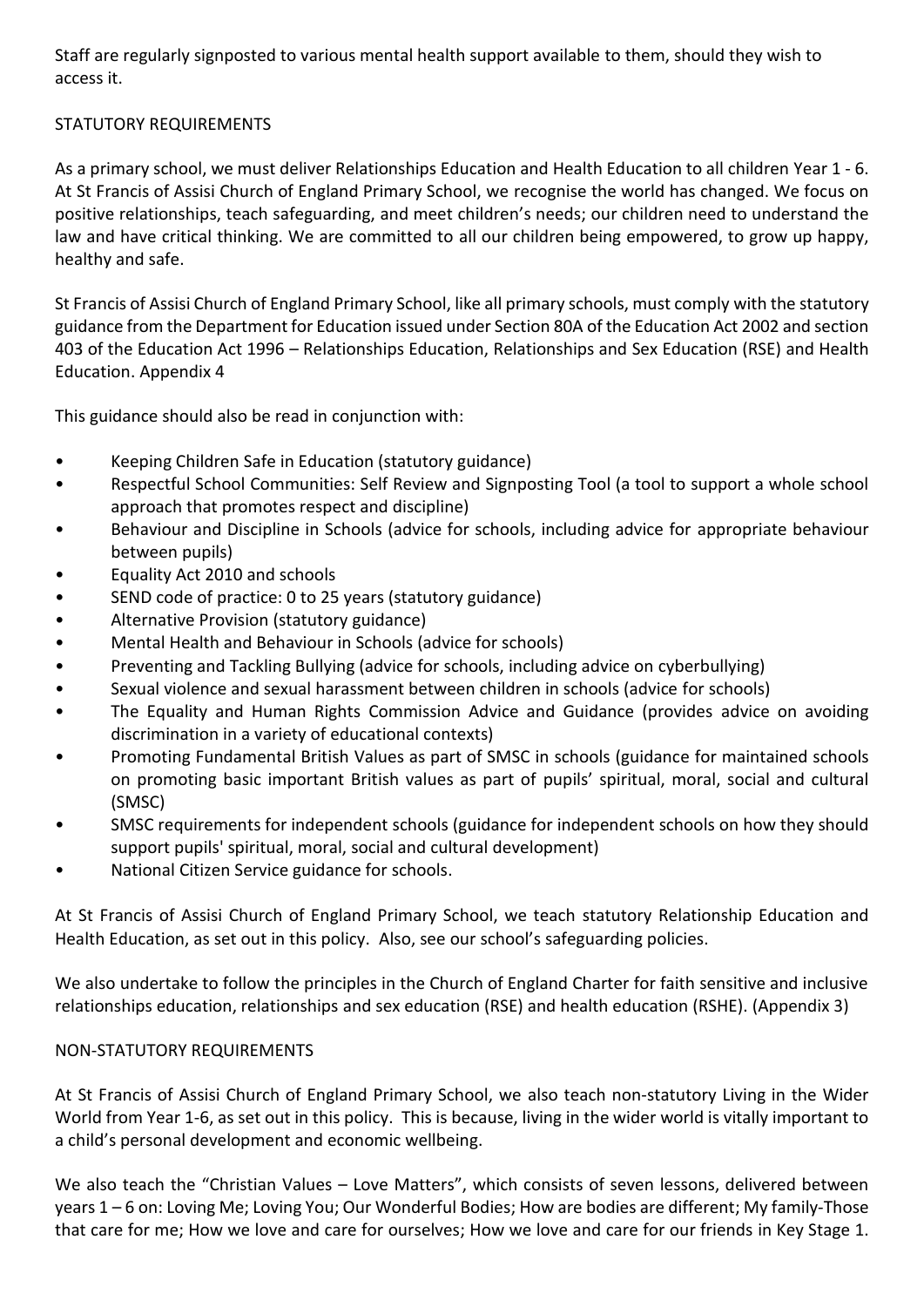Staff are regularly signposted to various mental health support available to them, should they wish to access it.

## STATUTORY REQUIREMENTS

As a primary school, we must deliver Relationships Education and Health Education to all children Year 1 - 6. At St Francis of Assisi Church of England Primary School, we recognise the world has changed. We focus on positive relationships, teach safeguarding, and meet children's needs; our children need to understand the law and have critical thinking. We are committed to all our children being empowered, to grow up happy, healthy and safe.

St Francis of Assisi Church of England Primary School, like all primary schools, must comply with the statutory guidance from the Department for Education issued under Section 80A of the Education Act 2002 and section 403 of the Education Act 1996 – Relationships Education, Relationships and Sex Education (RSE) and Health Education. Appendix 4

This guidance should also be read in conjunction with:

- Keeping Children Safe in Education (statutory guidance)
- Respectful School Communities: Self Review and Signposting Tool (a tool to support a whole school approach that promotes respect and discipline)
- Behaviour and Discipline in Schools (advice for schools, including advice for appropriate behaviour between pupils)
- Equality Act 2010 and schools
- SEND code of practice: 0 to 25 years (statutory guidance)
- Alternative Provision (statutory guidance)
- Mental Health and Behaviour in Schools (advice for schools)
- Preventing and Tackling Bullying (advice for schools, including advice on cyberbullying)
- Sexual violence and sexual harassment between children in schools (advice for schools)
- The Equality and Human Rights Commission Advice and Guidance (provides advice on avoiding discrimination in a variety of educational contexts)
- Promoting Fundamental British Values as part of SMSC in schools (guidance for maintained schools on promoting basic important British values as part of pupils' spiritual, moral, social and cultural (SMSC)
- SMSC requirements for independent schools (guidance for independent schools on how they should support pupils' spiritual, moral, social and cultural development)
- National Citizen Service guidance for schools.

At St Francis of Assisi Church of England Primary School, we teach statutory Relationship Education and Health Education, as set out in this policy. Also, see our school's safeguarding policies.

We also undertake to follow the principles in the Church of England Charter for faith sensitive and inclusive relationships education, relationships and sex education (RSE) and health education (RSHE). (Appendix 3)

## NON-STATUTORY REQUIREMENTS

At St Francis of Assisi Church of England Primary School, we also teach non-statutory Living in the Wider World from Year 1-6, as set out in this policy. This is because, living in the wider world is vitally important to a child's personal development and economic wellbeing.

We also teach the "Christian Values – Love Matters", which consists of seven lessons, delivered between years 1 – 6 on: Loving Me; Loving You; Our Wonderful Bodies; How are bodies are different; My family-Those that care for me; How we love and care for ourselves; How we love and care for our friends in Key Stage 1.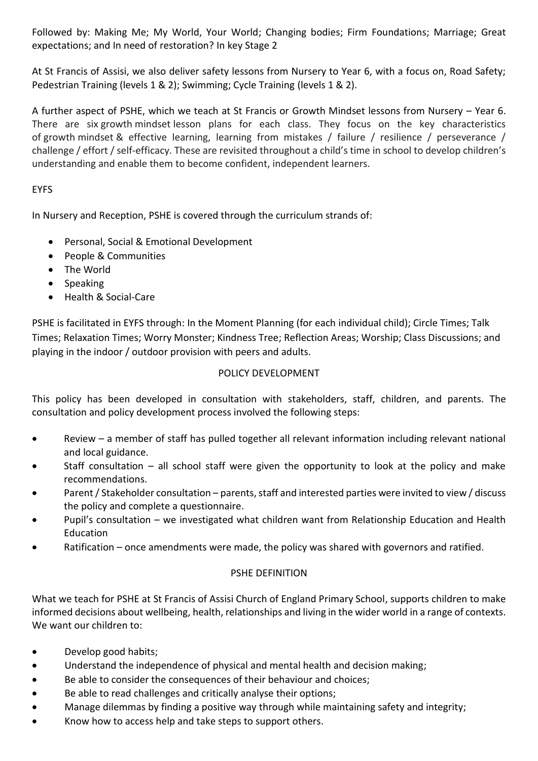Followed by: Making Me; My World, Your World; Changing bodies; Firm Foundations; Marriage; Great expectations; and In need of restoration? In key Stage 2

At St Francis of Assisi, we also deliver safety lessons from Nursery to Year 6, with a focus on, Road Safety; Pedestrian Training (levels 1 & 2); Swimming; Cycle Training (levels 1 & 2).

A further aspect of PSHE, which we teach at St Francis or Growth Mindset lessons from Nursery – Year 6. There are six growth mindset lesson plans for each class. They focus on the key characteristics of growth mindset & effective learning, learning from mistakes / failure / resilience / perseverance / challenge / effort / self-efficacy. These are revisited throughout a child's time in school to develop children's understanding and enable them to become confident, independent learners.

EYFS

In Nursery and Reception, PSHE is covered through the curriculum strands of:

- Personal, Social & Emotional Development
- People & Communities
- The World
- Speaking
- Health & Social-Care

PSHE is facilitated in EYFS through: In the Moment Planning (for each individual child); Circle Times; Talk Times; Relaxation Times; Worry Monster; Kindness Tree; Reflection Areas; Worship; Class Discussions; and playing in the indoor / outdoor provision with peers and adults.

## POLICY DEVELOPMENT

This policy has been developed in consultation with stakeholders, staff, children, and parents. The consultation and policy development process involved the following steps:

- Review – a member of staff has pulled together all relevant information including relevant national and local guidance.
- Staff consultation – all school staff were given the opportunity to look at the policy and make recommendations.
- Parent / Stakeholder consultation – parents, staff and interested parties were invited to view / discuss the policy and complete a questionnaire.
- Pupil's consultation – we investigated what children want from Relationship Education and Health Education
- Ratification – once amendments were made, the policy was shared with governors and ratified.

## PSHE DEFINITION

What we teach for PSHE at St Francis of Assisi Church of England Primary School, supports children to make informed decisions about wellbeing, health, relationships and living in the wider world in a range of contexts. We want our children to:

- Develop good habits;
- Understand the independence of physical and mental health and decision making;
- Be able to consider the consequences of their behaviour and choices;
- Be able to read challenges and critically analyse their options;
- Manage dilemmas by finding a positive way through while maintaining safety and integrity;
- Know how to access help and take steps to support others.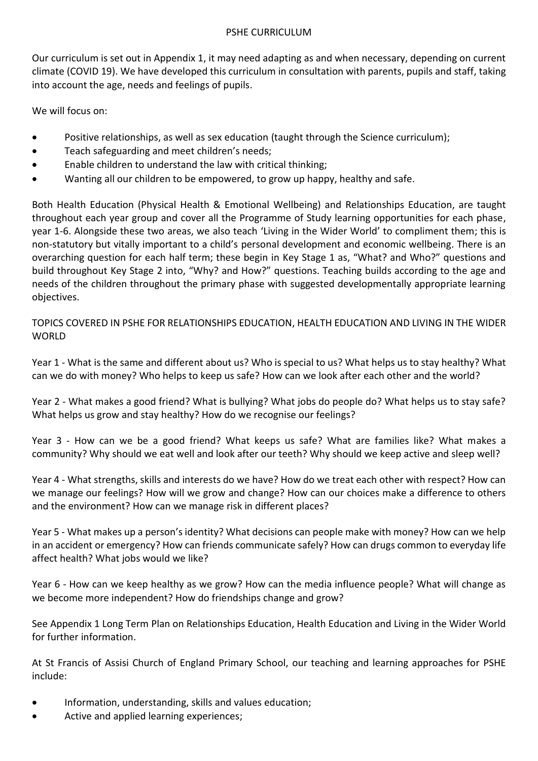## PSHE CURRICULUM

Our curriculum is set out in Appendix 1, it may need adapting as and when necessary, depending on current climate (COVID 19). We have developed this curriculum in consultation with parents, pupils and staff, taking into account the age, needs and feelings of pupils.

We will focus on:

- Positive relationships, as well as sex education (taught through the Science curriculum);
- Teach safeguarding and meet children's needs;
- Enable children to understand the law with critical thinking;
- Wanting all our children to be empowered, to grow up happy, healthy and safe.

Both Health Education (Physical Health & Emotional Wellbeing) and Relationships Education, are taught throughout each year group and cover all the Programme of Study learning opportunities for each phase, year 1-6. Alongside these two areas, we also teach 'Living in the Wider World' to compliment them; this is non-statutory but vitally important to a child's personal development and economic wellbeing. There is an overarching question for each half term; these begin in Key Stage 1 as, "What? and Who?" questions and build throughout Key Stage 2 into, "Why? and How?" questions. Teaching builds according to the age and needs of the children throughout the primary phase with suggested developmentally appropriate learning objectives.

TOPICS COVERED IN PSHE FOR RELATIONSHIPS EDUCATION, HEALTH EDUCATION AND LIVING IN THE WIDER WORLD

Year 1 - What is the same and different about us? Who is special to us? What helps us to stay healthy? What can we do with money? Who helps to keep us safe? How can we look after each other and the world?

Year 2 - What makes a good friend? What is bullying? What jobs do people do? What helps us to stay safe? What helps us grow and stay healthy? How do we recognise our feelings?

Year 3 - How can we be a good friend? What keeps us safe? What are families like? What makes a community? Why should we eat well and look after our teeth? Why should we keep active and sleep well?

Year 4 - What strengths, skills and interests do we have? How do we treat each other with respect? How can we manage our feelings? How will we grow and change? How can our choices make a difference to others and the environment? How can we manage risk in different places?

Year 5 - What makes up a person's identity? What decisions can people make with money? How can we help in an accident or emergency? How can friends communicate safely? How can drugs common to everyday life affect health? What jobs would we like?

Year 6 - How can we keep healthy as we grow? How can the media influence people? What will change as we become more independent? How do friendships change and grow?

See Appendix 1 Long Term Plan on Relationships Education, Health Education and Living in the Wider World for further information.

At St Francis of Assisi Church of England Primary School, our teaching and learning approaches for PSHE include:

- Information, understanding, skills and values education;
- Active and applied learning experiences;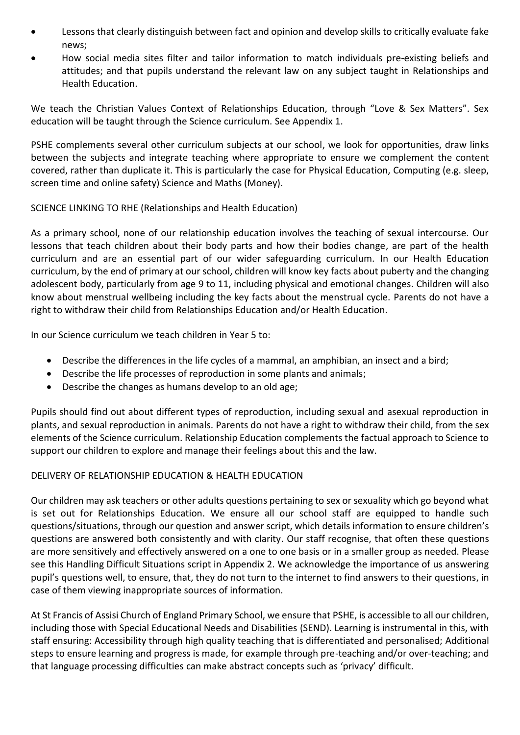- Lessons that clearly distinguish between fact and opinion and develop skills to critically evaluate fake news;
- How social media sites filter and tailor information to match individuals pre-existing beliefs and attitudes; and that pupils understand the relevant law on any subject taught in Relationships and Health Education.

We teach the Christian Values Context of Relationships Education, through "Love & Sex Matters". Sex education will be taught through the Science curriculum. See Appendix 1.

PSHE complements several other curriculum subjects at our school, we look for opportunities, draw links between the subjects and integrate teaching where appropriate to ensure we complement the content covered, rather than duplicate it. This is particularly the case for Physical Education, Computing (e.g. sleep, screen time and online safety) Science and Maths (Money).

SCIENCE LINKING TO RHE (Relationships and Health Education)

As a primary school, none of our relationship education involves the teaching of sexual intercourse. Our lessons that teach children about their body parts and how their bodies change, are part of the health curriculum and are an essential part of our wider safeguarding curriculum. In our Health Education curriculum, by the end of primary at our school, children will know key facts about puberty and the changing adolescent body, particularly from age 9 to 11, including physical and emotional changes. Children will also know about menstrual wellbeing including the key facts about the menstrual cycle. Parents do not have a right to withdraw their child from Relationships Education and/or Health Education.

In our Science curriculum we teach children in Year 5 to:

- Describe the differences in the life cycles of a mammal, an amphibian, an insect and a bird;
- Describe the life processes of reproduction in some plants and animals;
- Describe the changes as humans develop to an old age;

Pupils should find out about different types of reproduction, including sexual and asexual reproduction in plants, and sexual reproduction in animals. Parents do not have a right to withdraw their child, from the sex elements of the Science curriculum. Relationship Education complements the factual approach to Science to support our children to explore and manage their feelings about this and the law.

DELIVERY OF RELATIONSHIP EDUCATION & HEALTH EDUCATION

Our children may ask teachers or other adults questions pertaining to sex or sexuality which go beyond what is set out for Relationships Education. We ensure all our school staff are equipped to handle such questions/situations, through our question and answer script, which details information to ensure children's questions are answered both consistently and with clarity. Our staff recognise, that often these questions are more sensitively and effectively answered on a one to one basis or in a smaller group as needed. Please see this Handling Difficult Situations script in Appendix 2. We acknowledge the importance of us answering pupil's questions well, to ensure, that, they do not turn to the internet to find answers to their questions, in case of them viewing inappropriate sources of information.

At St Francis of Assisi Church of England Primary School, we ensure that PSHE, is accessible to all our children, including those with Special Educational Needs and Disabilities (SEND). Learning is instrumental in this, with staff ensuring: Accessibility through high quality teaching that is differentiated and personalised; Additional steps to ensure learning and progress is made, for example through pre-teaching and/or over-teaching; and that language processing difficulties can make abstract concepts such as 'privacy' difficult.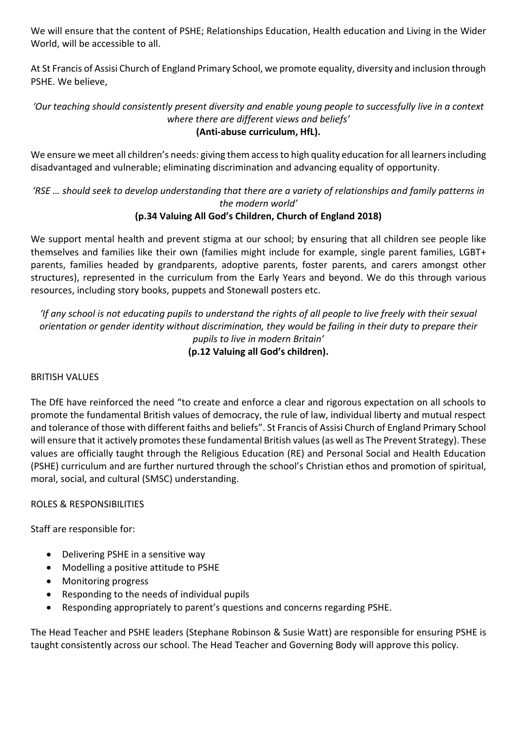We will ensure that the content of PSHE; Relationships Education, Health education and Living in the Wider World, will be accessible to all.

At St Francis of Assisi Church of England Primary School, we promote equality, diversity and inclusion through PSHE. We believe,

*'Our teaching should consistently present diversity and enable young people to successfully live in a context where there are different views and beliefs'*
**(Anti-abuse curriculum, HfL).**

We ensure we meet all children's needs: giving them access to high quality education for all learners including disadvantaged and vulnerable; eliminating discrimination and advancing equality of opportunity.

*'RSE … should seek to develop understanding that there are a variety of relationships and family patterns in the modern world'*
**(p.34 Valuing All God's Children, Church of England 2018)**

We support mental health and prevent stigma at our school; by ensuring that all children see people like themselves and families like their own (families might include for example, single parent families, LGBT+ parents, families headed by grandparents, adoptive parents, foster parents, and carers amongst other structures), represented in the curriculum from the Early Years and beyond. We do this through various resources, including story books, puppets and Stonewall posters etc.

*'If any school is not educating pupils to understand the rights of all people to live freely with their sexual orientation or gender identity without discrimination, they would be failing in their duty to prepare their pupils to live in modern Britain'*
**(p.12 Valuing all God's children).**

BRITISH VALUES

The DfE have reinforced the need "to create and enforce a clear and rigorous expectation on all schools to promote the fundamental British values of democracy, the rule of law, individual liberty and mutual respect and tolerance of those with different faiths and beliefs". St Francis of Assisi Church of England Primary School will ensure that it actively promotes these fundamental British values (as well as The Prevent Strategy). These values are officially taught through the Religious Education (RE) and Personal Social and Health Education (PSHE) curriculum and are further nurtured through the school's Christian ethos and promotion of spiritual, moral, social, and cultural (SMSC) understanding.

ROLES & RESPONSIBILITIES

Staff are responsible for:

- Delivering PSHE in a sensitive way
- Modelling a positive attitude to PSHE
- Monitoring progress
- Responding to the needs of individual pupils
- Responding appropriately to parent's questions and concerns regarding PSHE.

The Head Teacher and PSHE leaders (Stephane Robinson & Susie Watt) are responsible for ensuring PSHE is taught consistently across our school. The Head Teacher and Governing Body will approve this policy.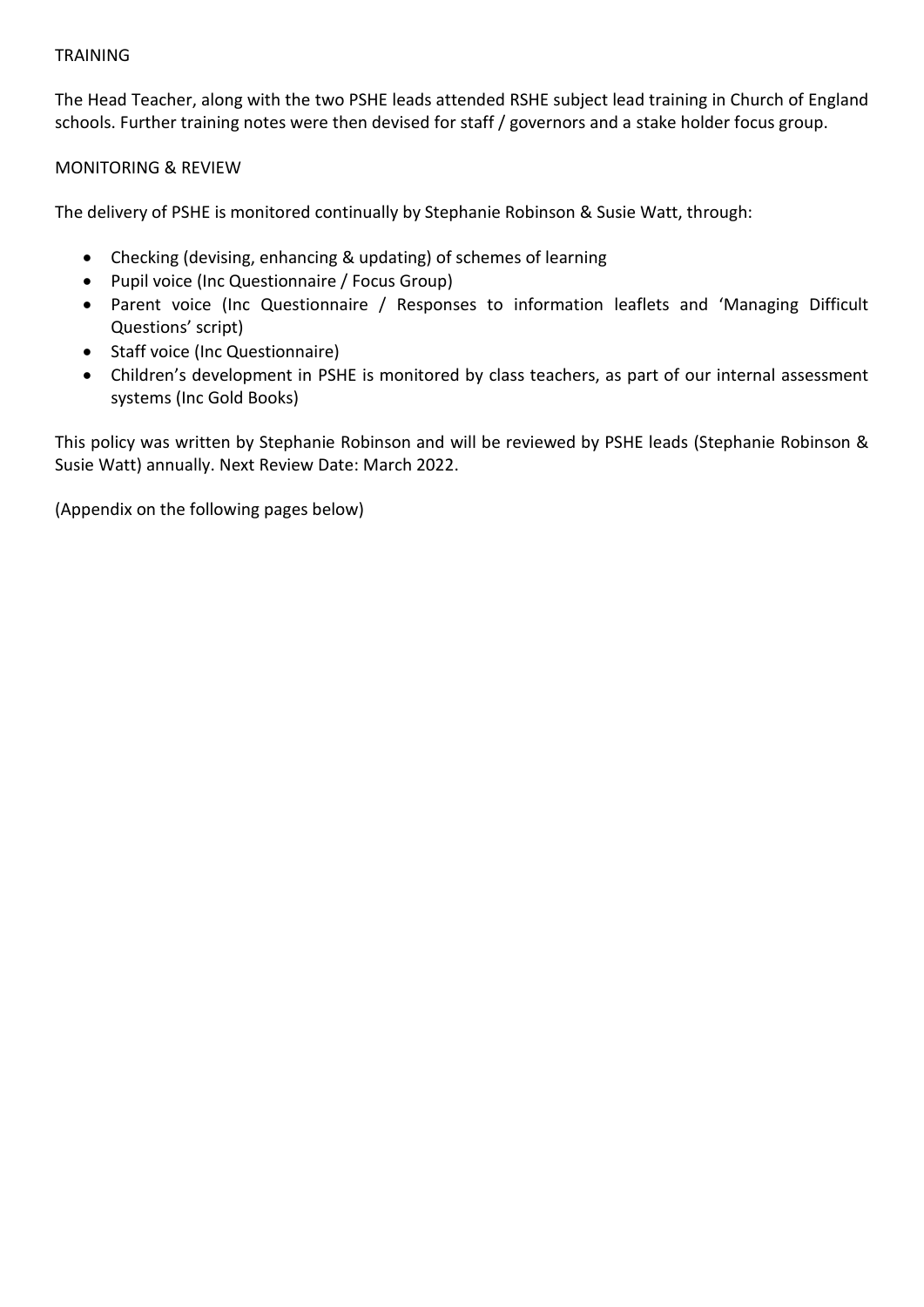## TRAINING

The Head Teacher, along with the two PSHE leads attended RSHE subject lead training in Church of England schools. Further training notes were then devised for staff / governors and a stake holder focus group.

## MONITORING & REVIEW

The delivery of PSHE is monitored continually by Stephanie Robinson & Susie Watt, through:

- Checking (devising, enhancing & updating) of schemes of learning
- Pupil voice (Inc Questionnaire / Focus Group)
- Parent voice (Inc Questionnaire / Responses to information leaflets and 'Managing Difficult Questions' script)
- Staff voice (Inc Questionnaire)
- Children's development in PSHE is monitored by class teachers, as part of our internal assessment systems (Inc Gold Books)

This policy was written by Stephanie Robinson and will be reviewed by PSHE leads (Stephanie Robinson & Susie Watt) annually. Next Review Date: March 2022.

(Appendix on the following pages below)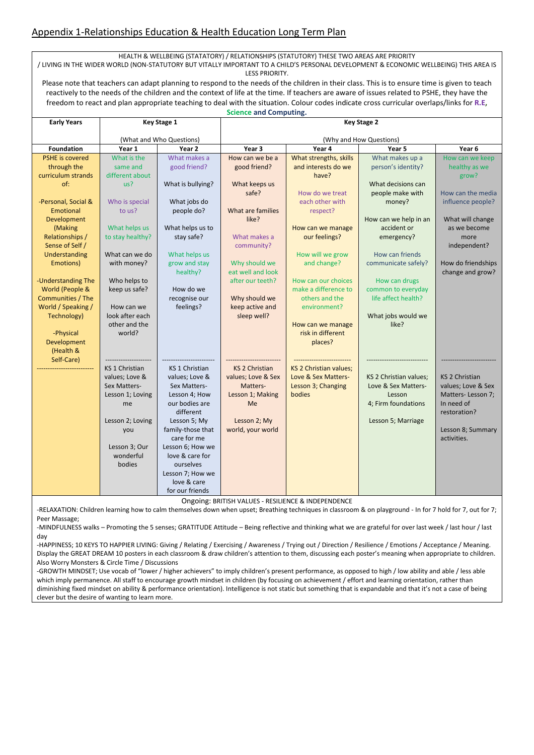# Appendix 1-Relationships Education & Health Education Long Term Plan

HEALTH & WELLBEING (STATATORY) / RELATIONSHIPS (STATUTORY) THESE TWO AREAS ARE PRIORITY / LIVING IN THE WIDER WORLD (NON-STATUTORY BUT VITALLY IMPORTANT TO A CHILD'S PERSONAL DEVELOPMENT & ECONOMIC WELLBEING) THIS AREA IS LESS PRIORITY.

Please note that teachers can adapt planning to respond to the needs of the children in their class. This is to ensure time is given to teach reactively to the needs of the children and the context of life at the time. If teachers are aware of issues related to PSHE, they have the freedom to react and plan appropriate teaching to deal with the situation. Colour codes indicate cross curricular overlaps/links for **R.E**, **Science** and **Computing.**

| Early Years | Key Stage 1 (What and Who Questions) | | Key Stage 2 (Why and How Questions) | | | |
|---|---|---|---|---|---|---|
| **Foundation** | **Year 1** | **Year 2** | **Year 3** | **Year 4** | **Year 5** | **Year 6** |
| PSHE is covered through the curriculum strands of:<br><br>-Personal, Social & Emotional Development (Making Relationships / Sense of Self / Understanding Emotions)<br><br>-Understanding The World (People & Communities / The World / Speaking / Technology)<br><br>-Physical Development (Health & Self-Care) | What is the same and different about us?<br><br>Who is special to us?<br><br>What helps us to stay healthy?<br><br>What can we do with money?<br><br>Who helps to keep us safe?<br><br>How can we look after each other and the world? | What makes a good friend?<br><br>What is bullying?<br><br>What jobs do people do?<br><br>What helps us to stay safe?<br><br>What helps us grow and stay healthy?<br><br>How do we recognise our feelings? | How can we be a good friend?<br><br>What keeps us safe?<br><br>What are families like?<br><br>What makes a community?<br><br>Why should we eat well and look after our teeth?<br><br>Why should we keep active and sleep well? | What strengths, skills and interests do we have?<br><br>How do we treat each other with respect?<br><br>How can we manage our feelings?<br><br>How will we grow and change?<br><br>How can our choices make a difference to others and the environment?<br><br>How can we manage risk in different places? | What makes up a person's identity?<br><br>What decisions can people make with money?<br><br>How can we help in an accident or emergency?<br><br>How can friends communicate safely?<br><br>How can drugs common to everyday life affect health?<br><br>What jobs would we like? | How can we keep healthy as we grow?<br><br>How can the media influence people?<br><br>What will change as we become more independent?<br><br>How do friendships change and grow? |
| | KS 1 Christian values; Love & Sex Matters- Lesson 1; Loving me<br><br>Lesson 2; Loving you<br><br>Lesson 3; Our wonderful bodies | KS 1 Christian values; Love & Sex Matters- Lesson 4; How our bodies are different<br>Lesson 5; My family-those that care for me<br>Lesson 6; How we love & care for ourselves<br>Lesson 7; How we love & care for our friends | KS 2 Christian values; Love & Sex Matters- Lesson 1; Making Me<br><br>Lesson 2; My world, your world | KS 2 Christian values; Love & Sex Matters- Lesson 3; Changing bodies | KS 2 Christian values; Love & Sex Matters- Lesson 4; Firm foundations<br><br>Lesson 5; Marriage | KS 2 Christian values; Love & Sex Matters- Lesson 7; In need of restoration?<br><br>Lesson 8; Summary activities. |

Ongoing: BRITISH VALUES - RESILIENCE & INDEPENDENCE

-RELAXATION: Children learning how to calm themselves down when upset; Breathing techniques in classroom & on playground - In for 7 hold for 7, out for 7; Peer Massage;

-MINDFULNESS walks – Promoting the 5 senses; GRATITUDE Attitude – Being reflective and thinking what we are grateful for over last week / last hour / last day

-HAPPINESS; 10 KEYS TO HAPPIER LIVING: Giving / Relating / Exercising / Awareness / Trying out / Direction / Resilience / Emotions / Acceptance / Meaning. Display the GREAT DREAM 10 posters in each classroom & draw children's attention to them, discussing each poster's meaning when appropriate to children. Also Worry Monsters & Circle Time / Discussions

-GROWTH MINDSET; Use vocab of "lower / higher achievers" to imply children's present performance, as opposed to high / low ability and able / less able which imply permanence. All staff to encourage growth mindset in children (by focusing on achievement / effort and learning orientation, rather than diminishing fixed mindset on ability & performance orientation). Intelligence is not static but something that is expandable and that it's not a case of being clever but the desire of wanting to learn more.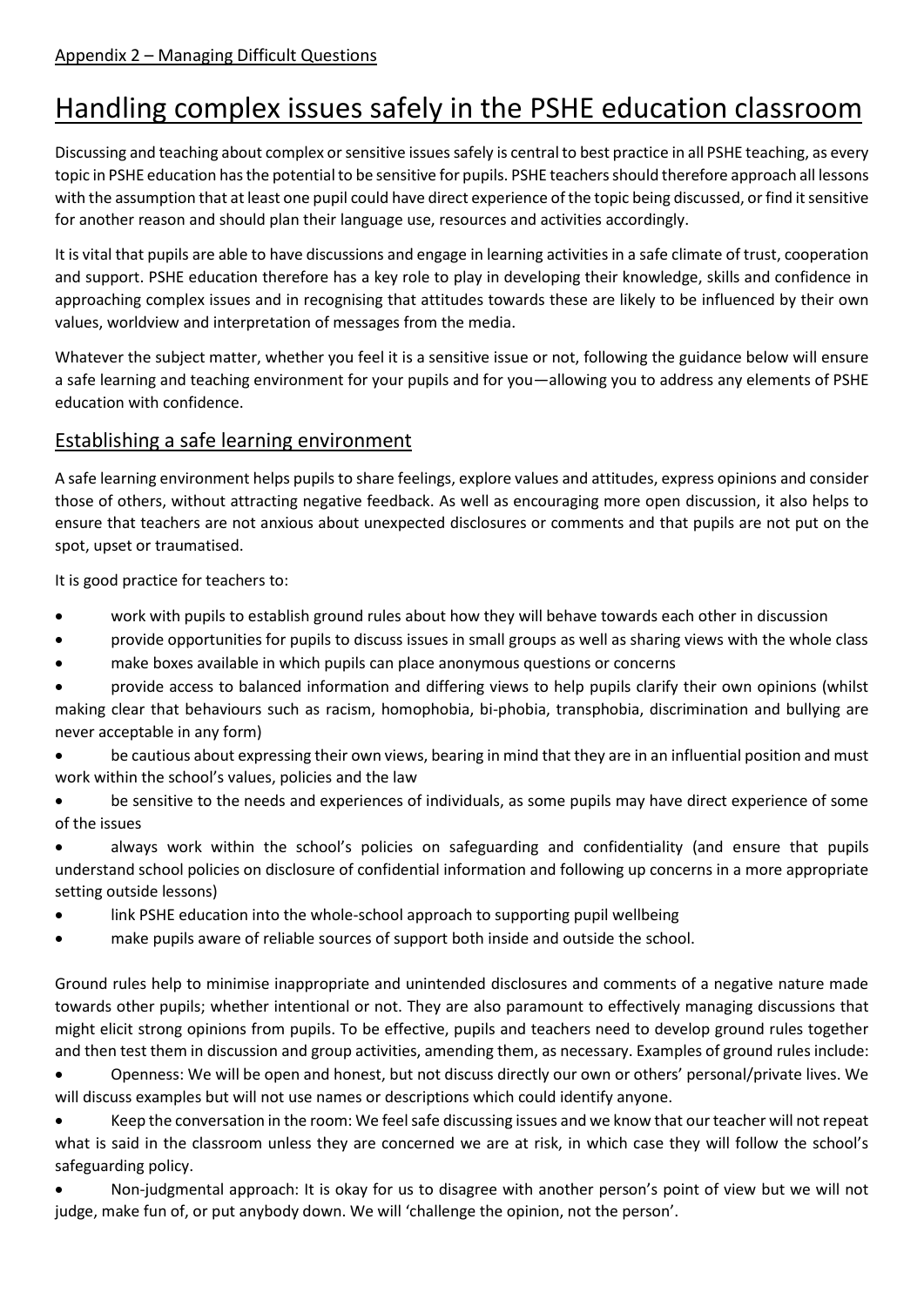Appendix 2 – Managing Difficult Questions

# Handling complex issues safely in the PSHE education classroom

Discussing and teaching about complex or sensitive issues safely is central to best practice in all PSHE teaching, as every topic in PSHE education has the potential to be sensitive for pupils. PSHE teachers should therefore approach all lessons with the assumption that at least one pupil could have direct experience of the topic being discussed, or find it sensitive for another reason and should plan their language use, resources and activities accordingly.

It is vital that pupils are able to have discussions and engage in learning activities in a safe climate of trust, cooperation and support. PSHE education therefore has a key role to play in developing their knowledge, skills and confidence in approaching complex issues and in recognising that attitudes towards these are likely to be influenced by their own values, worldview and interpretation of messages from the media.

Whatever the subject matter, whether you feel it is a sensitive issue or not, following the guidance below will ensure a safe learning and teaching environment for your pupils and for you—allowing you to address any elements of PSHE education with confidence.

## Establishing a safe learning environment

A safe learning environment helps pupils to share feelings, explore values and attitudes, express opinions and consider those of others, without attracting negative feedback. As well as encouraging more open discussion, it also helps to ensure that teachers are not anxious about unexpected disclosures or comments and that pupils are not put on the spot, upset or traumatised.

It is good practice for teachers to:

- work with pupils to establish ground rules about how they will behave towards each other in discussion
- provide opportunities for pupils to discuss issues in small groups as well as sharing views with the whole class
- make boxes available in which pupils can place anonymous questions or concerns
- provide access to balanced information and differing views to help pupils clarify their own opinions (whilst making clear that behaviours such as racism, homophobia, bi-phobia, transphobia, discrimination and bullying are never acceptable in any form)
- be cautious about expressing their own views, bearing in mind that they are in an influential position and must work within the school's values, policies and the law
- be sensitive to the needs and experiences of individuals, as some pupils may have direct experience of some of the issues
- always work within the school's policies on safeguarding and confidentiality (and ensure that pupils understand school policies on disclosure of confidential information and following up concerns in a more appropriate setting outside lessons)
- link PSHE education into the whole-school approach to supporting pupil wellbeing
- make pupils aware of reliable sources of support both inside and outside the school.

Ground rules help to minimise inappropriate and unintended disclosures and comments of a negative nature made towards other pupils; whether intentional or not. They are also paramount to effectively managing discussions that might elicit strong opinions from pupils. To be effective, pupils and teachers need to develop ground rules together and then test them in discussion and group activities, amending them, as necessary. Examples of ground rules include:

- Openness: We will be open and honest, but not discuss directly our own or others' personal/private lives. We will discuss examples but will not use names or descriptions which could identify anyone.
- Keep the conversation in the room: We feel safe discussing issues and we know that our teacher will not repeat what is said in the classroom unless they are concerned we are at risk, in which case they will follow the school's safeguarding policy.
- Non-judgmental approach: It is okay for us to disagree with another person's point of view but we will not judge, make fun of, or put anybody down. We will 'challenge the opinion, not the person'.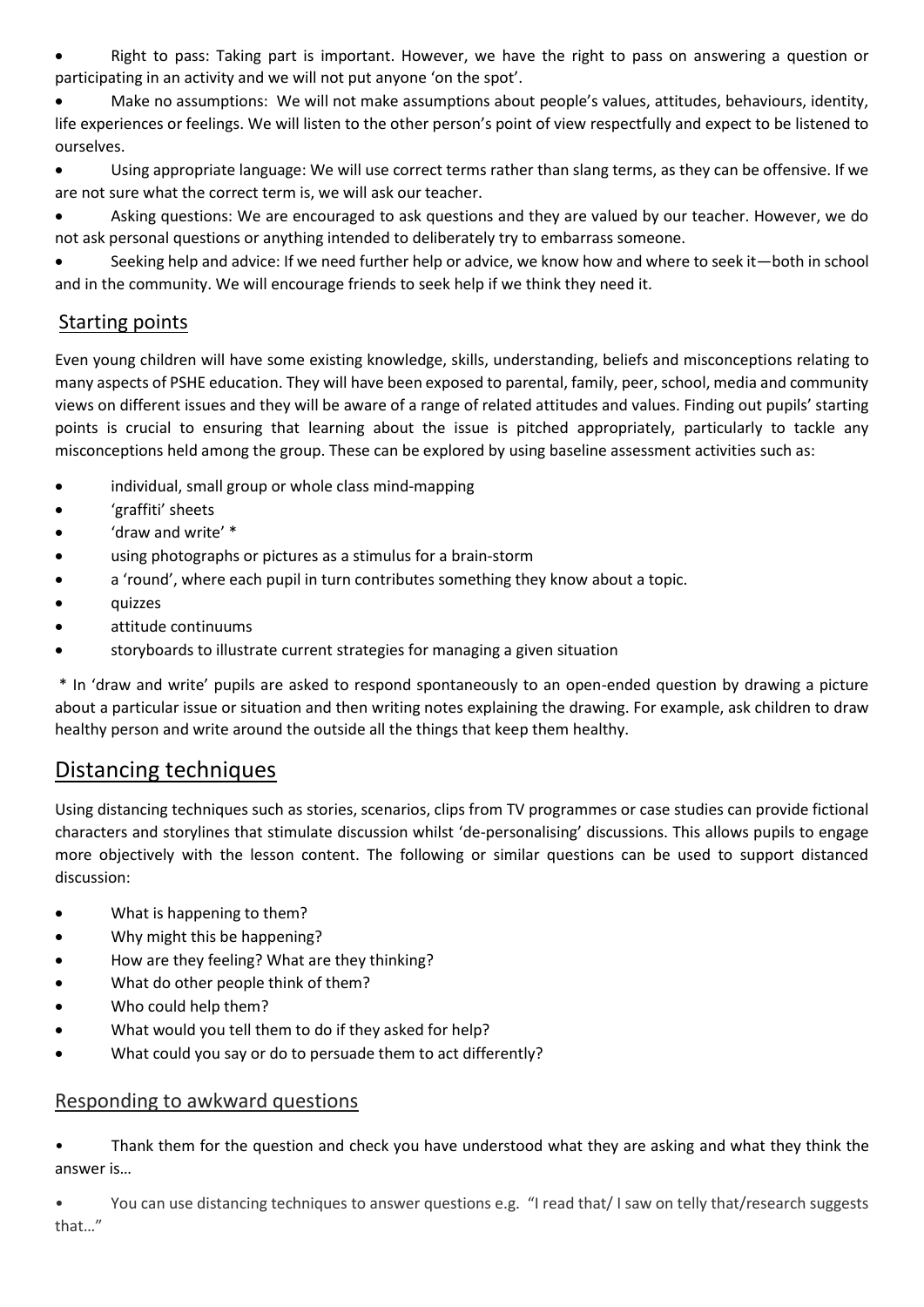- Right to pass: Taking part is important. However, we have the right to pass on answering a question or participating in an activity and we will not put anyone 'on the spot'.
- Make no assumptions: We will not make assumptions about people's values, attitudes, behaviours, identity, life experiences or feelings. We will listen to the other person's point of view respectfully and expect to be listened to ourselves.
- Using appropriate language: We will use correct terms rather than slang terms, as they can be offensive. If we are not sure what the correct term is, we will ask our teacher.
- Asking questions: We are encouraged to ask questions and they are valued by our teacher. However, we do not ask personal questions or anything intended to deliberately try to embarrass someone.
- Seeking help and advice: If we need further help or advice, we know how and where to seek it—both in school and in the community. We will encourage friends to seek help if we think they need it.

### Starting points

Even young children will have some existing knowledge, skills, understanding, beliefs and misconceptions relating to many aspects of PSHE education. They will have been exposed to parental, family, peer, school, media and community views on different issues and they will be aware of a range of related attitudes and values. Finding out pupils' starting points is crucial to ensuring that learning about the issue is pitched appropriately, particularly to tackle any misconceptions held among the group. These can be explored by using baseline assessment activities such as:

- individual, small group or whole class mind-mapping
- 'graffiti' sheets
- 'draw and write' *
- using photographs or pictures as a stimulus for a brain-storm
- a 'round', where each pupil in turn contributes something they know about a topic.
- quizzes
- attitude continuums
- storyboards to illustrate current strategies for managing a given situation

* In 'draw and write' pupils are asked to respond spontaneously to an open-ended question by drawing a picture about a particular issue or situation and then writing notes explaining the drawing. For example, ask children to draw healthy person and write around the outside all the things that keep them healthy.

## Distancing techniques

Using distancing techniques such as stories, scenarios, clips from TV programmes or case studies can provide fictional characters and storylines that stimulate discussion whilst 'de-personalising' discussions. This allows pupils to engage more objectively with the lesson content. The following or similar questions can be used to support distanced discussion:

- What is happening to them?
- Why might this be happening?
- How are they feeling? What are they thinking?
- What do other people think of them?
- Who could help them?
- What would you tell them to do if they asked for help?
- What could you say or do to persuade them to act differently?

### Responding to awkward questions

- Thank them for the question and check you have understood what they are asking and what they think the answer is…
- You can use distancing techniques to answer questions e.g. "I read that/ I saw on telly that/research suggests that…"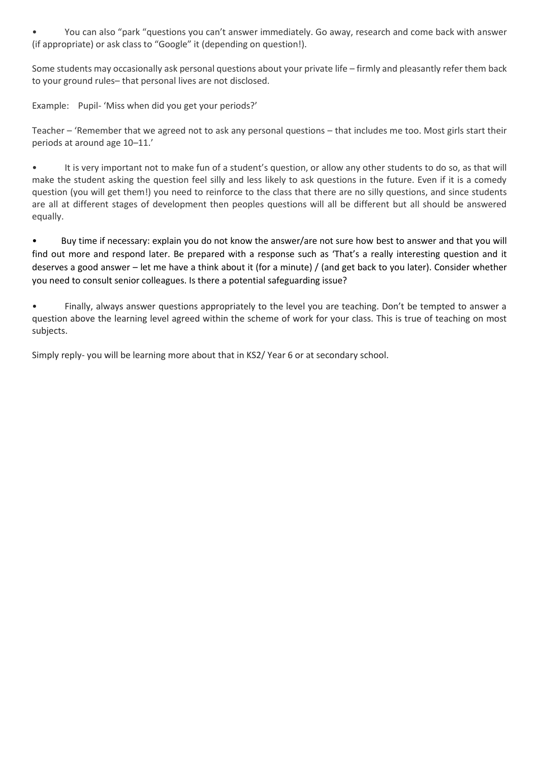- You can also "park "questions you can't answer immediately. Go away, research and come back with answer (if appropriate) or ask class to "Google" it (depending on question!).

Some students may occasionally ask personal questions about your private life – firmly and pleasantly refer them back to your ground rules– that personal lives are not disclosed.

Example: Pupil- 'Miss when did you get your periods?'

Teacher – 'Remember that we agreed not to ask any personal questions – that includes me too. Most girls start their periods at around age 10–11.'

- It is very important not to make fun of a student's question, or allow any other students to do so, as that will make the student asking the question feel silly and less likely to ask questions in the future. Even if it is a comedy question (you will get them!) you need to reinforce to the class that there are no silly questions, and since students are all at different stages of development then peoples questions will all be different but all should be answered equally.

- Buy time if necessary: explain you do not know the answer/are not sure how best to answer and that you will find out more and respond later. Be prepared with a response such as 'That's a really interesting question and it deserves a good answer – let me have a think about it (for a minute) / (and get back to you later). Consider whether you need to consult senior colleagues. Is there a potential safeguarding issue?

- Finally, always answer questions appropriately to the level you are teaching. Don't be tempted to answer a question above the learning level agreed within the scheme of work for your class. This is true of teaching on most subjects.

Simply reply- you will be learning more about that in KS2/ Year 6 or at secondary school.